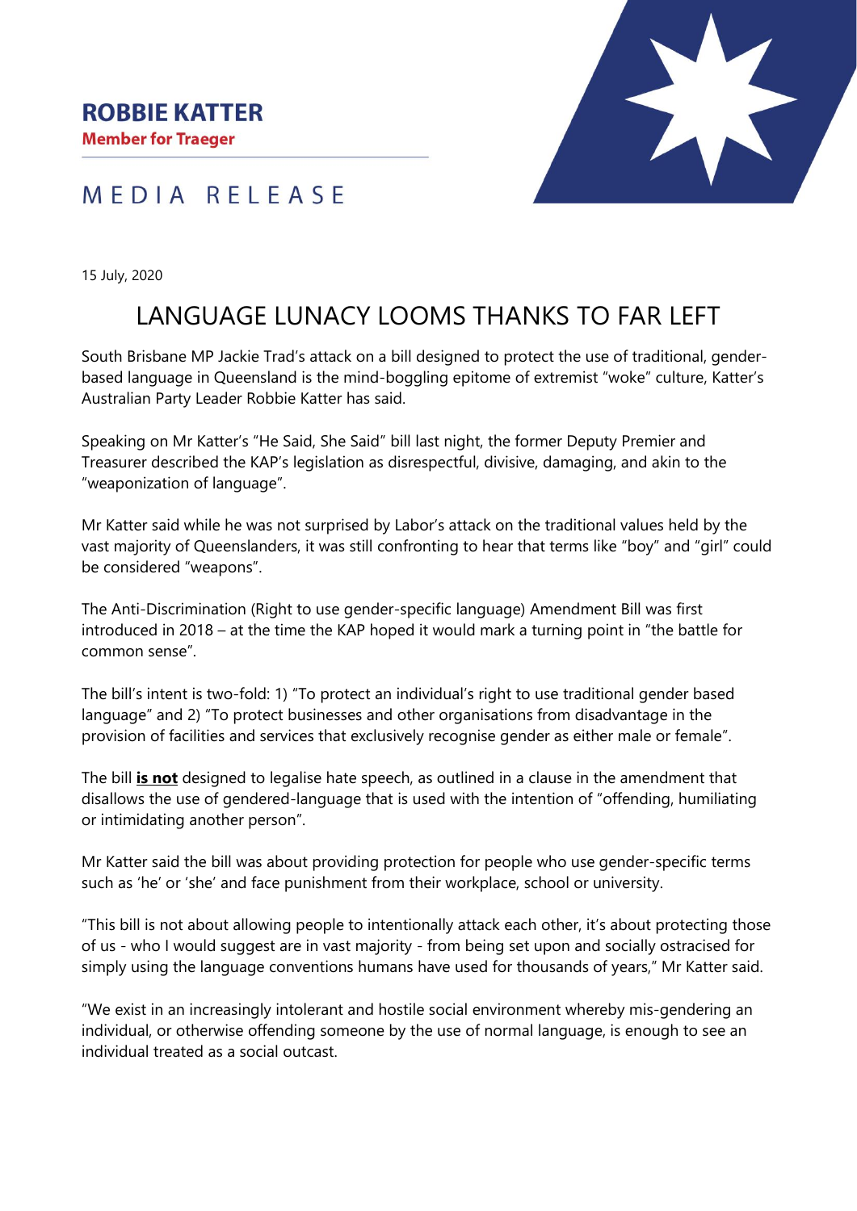**ROBBIE KATTER**
**Member for Traeger**

MEDIA RELEASE

15 July, 2020

# LANGUAGE LUNACY LOOMS THANKS TO FAR LEFT

South Brisbane MP Jackie Trad's attack on a bill designed to protect the use of traditional, gender-based language in Queensland is the mind-boggling epitome of extremist "woke" culture, Katter's Australian Party Leader Robbie Katter has said.

Speaking on Mr Katter's "He Said, She Said" bill last night, the former Deputy Premier and Treasurer described the KAP's legislation as disrespectful, divisive, damaging, and akin to the "weaponization of language".

Mr Katter said while he was not surprised by Labor's attack on the traditional values held by the vast majority of Queenslanders, it was still confronting to hear that terms like "boy" and "girl" could be considered "weapons".

The Anti-Discrimination (Right to use gender-specific language) Amendment Bill was first introduced in 2018 – at the time the KAP hoped it would mark a turning point in "the battle for common sense".

The bill's intent is two-fold: 1) "To protect an individual's right to use traditional gender based language" and 2) "To protect businesses and other organisations from disadvantage in the provision of facilities and services that exclusively recognise gender as either male or female".

The bill ***is not*** designed to legalise hate speech, as outlined in a clause in the amendment that disallows the use of gendered-language that is used with the intention of "offending, humiliating or intimidating another person".

Mr Katter said the bill was about providing protection for people who use gender-specific terms such as 'he' or 'she' and face punishment from their workplace, school or university.

"This bill is not about allowing people to intentionally attack each other, it's about protecting those of us - who I would suggest are in vast majority - from being set upon and socially ostracised for simply using the language conventions humans have used for thousands of years," Mr Katter said.

"We exist in an increasingly intolerant and hostile social environment whereby mis-gendering an individual, or otherwise offending someone by the use of normal language, is enough to see an individual treated as a social outcast.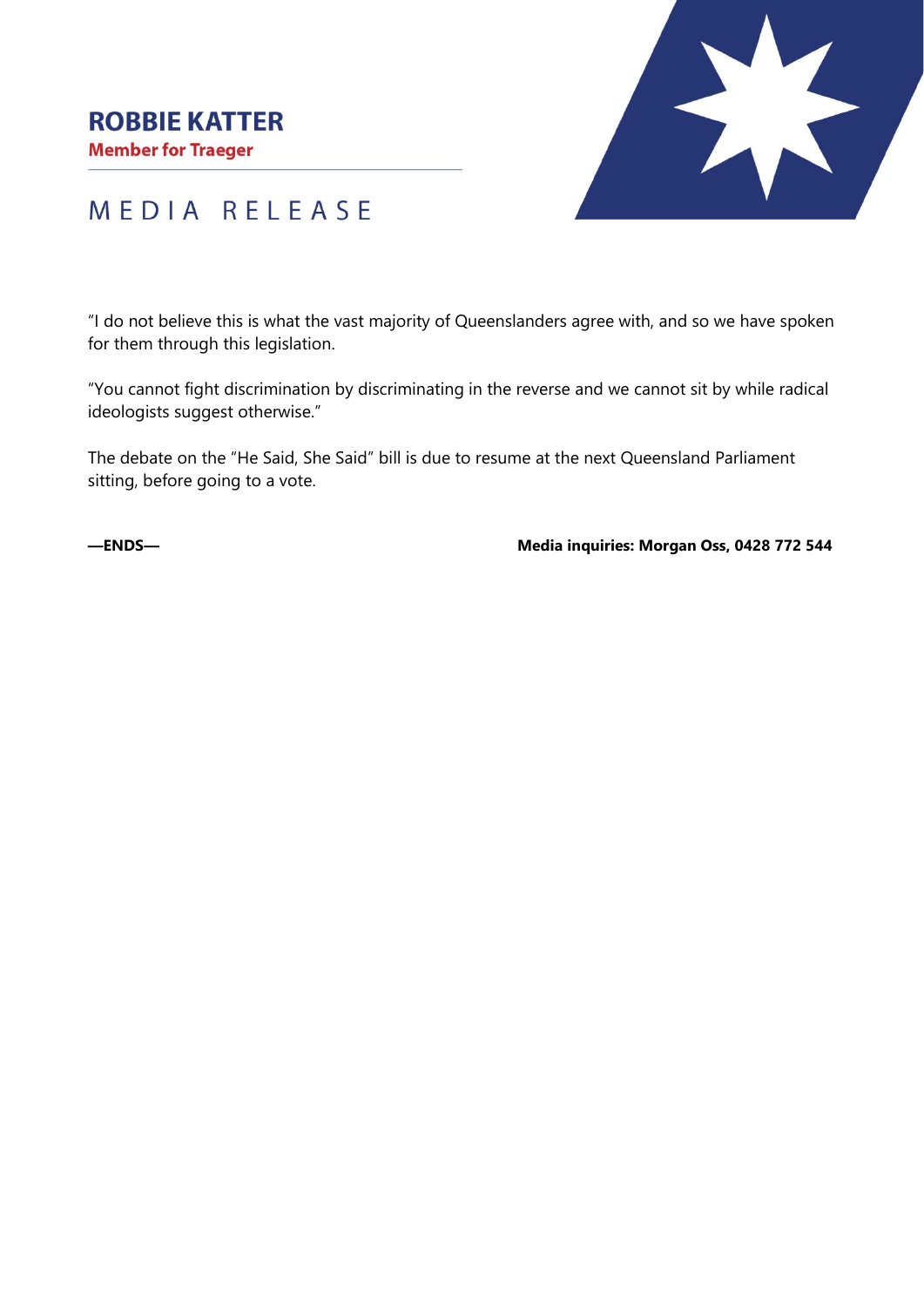**ROBBIE KATTER**
**Member for Traeger**

MEDIA RELEASE

"I do not believe this is what the vast majority of Queenslanders agree with, and so we have spoken for them through this legislation.

"You cannot fight discrimination by discriminating in the reverse and we cannot sit by while radical ideologists suggest otherwise."

The debate on the "He Said, She Said" bill is due to resume at the next Queensland Parliament sitting, before going to a vote.

**—ENDS—**

**Media inquiries: Morgan Oss, 0428 772 544**